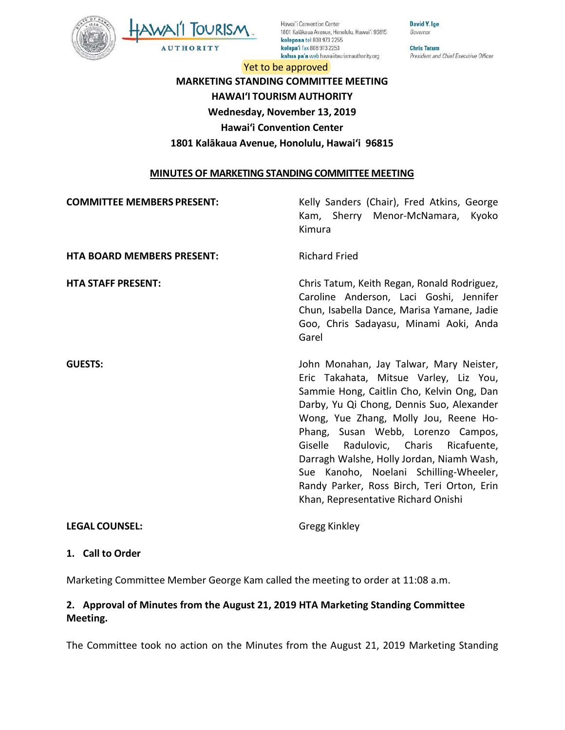Hawai'i Convention Center
1801 Kalākaua Avenue, Honolulu, Hawai'i 96815
kelepona tel 808 973 2255
kelepa'i fax 808 973 2253
kahua pa'a web hawaiitourismauthority.org

David Y. Ige
*Governor*

Chris Tatum
*President and Chief Executive Officer*

Yet to be approved

**MARKETING STANDING COMMITTEE MEETING**
**HAWAI'I TOURISM AUTHORITY**
**Wednesday, November 13, 2019**
**Hawai'i Convention Center**
**1801 Kalākaua Avenue, Honolulu, Hawai'i 96815**

**MINUTES OF MARKETING STANDING COMMITTEE MEETING**

| | |
|---|---|
| **COMMITTEE MEMBERS PRESENT:** | Kelly Sanders (Chair), Fred Atkins, George Kam, Sherry Menor-McNamara, Kyoko Kimura |
| **HTA BOARD MEMBERS PRESENT:** | Richard Fried |
| **HTA STAFF PRESENT:** | Chris Tatum, Keith Regan, Ronald Rodriguez, Caroline Anderson, Laci Goshi, Jennifer Chun, Isabella Dance, Marisa Yamane, Jadie Goo, Chris Sadayasu, Minami Aoki, Anda Garel |
| **GUESTS:** | John Monahan, Jay Talwar, Mary Neister, Eric Takahata, Mitsue Varley, Liz You, Sammie Hong, Caitlin Cho, Kelvin Ong, Dan Darby, Yu Qi Chong, Dennis Suo, Alexander Wong, Yue Zhang, Molly Jou, Reene Ho-Phang, Susan Webb, Lorenzo Campos, Giselle Radulovic, Charis Ricafuente, Darragh Walshe, Holly Jordan, Niamh Wash, Sue Kanoho, Noelani Schilling-Wheeler, Randy Parker, Ross Birch, Teri Orton, Erin Khan, Representative Richard Onishi |
| **LEGAL COUNSEL:** | Gregg Kinkley |

**1. Call to Order**

Marketing Committee Member George Kam called the meeting to order at 11:08 a.m.

**2. Approval of Minutes from the August 21, 2019 HTA Marketing Standing Committee Meeting.**

The Committee took no action on the Minutes from the August 21, 2019 Marketing Standing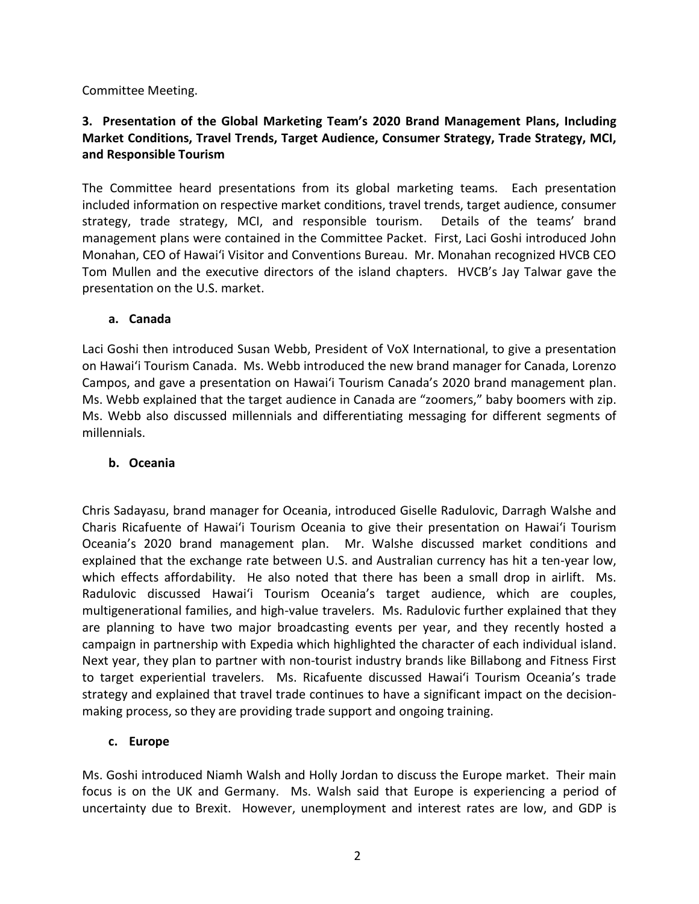Committee Meeting.

**3. Presentation of the Global Marketing Team's 2020 Brand Management Plans, Including Market Conditions, Travel Trends, Target Audience, Consumer Strategy, Trade Strategy, MCI, and Responsible Tourism**

The Committee heard presentations from its global marketing teams. Each presentation included information on respective market conditions, travel trends, target audience, consumer strategy, trade strategy, MCI, and responsible tourism. Details of the teams' brand management plans were contained in the Committee Packet. First, Laci Goshi introduced John Monahan, CEO of Hawaiʻi Visitor and Conventions Bureau. Mr. Monahan recognized HVCB CEO Tom Mullen and the executive directors of the island chapters. HVCB's Jay Talwar gave the presentation on the U.S. market.

**a. Canada**

Laci Goshi then introduced Susan Webb, President of VoX International, to give a presentation on Hawaiʻi Tourism Canada. Ms. Webb introduced the new brand manager for Canada, Lorenzo Campos, and gave a presentation on Hawaiʻi Tourism Canada's 2020 brand management plan. Ms. Webb explained that the target audience in Canada are "zoomers," baby boomers with zip. Ms. Webb also discussed millennials and differentiating messaging for different segments of millennials.

**b. Oceania**

Chris Sadayasu, brand manager for Oceania, introduced Giselle Radulovic, Darragh Walshe and Charis Ricafuente of Hawaiʻi Tourism Oceania to give their presentation on Hawaiʻi Tourism Oceania's 2020 brand management plan. Mr. Walshe discussed market conditions and explained that the exchange rate between U.S. and Australian currency has hit a ten-year low, which effects affordability. He also noted that there has been a small drop in airlift. Ms. Radulovic discussed Hawaiʻi Tourism Oceania's target audience, which are couples, multigenerational families, and high-value travelers. Ms. Radulovic further explained that they are planning to have two major broadcasting events per year, and they recently hosted a campaign in partnership with Expedia which highlighted the character of each individual island. Next year, they plan to partner with non-tourist industry brands like Billabong and Fitness First to target experiential travelers. Ms. Ricafuente discussed Hawaiʻi Tourism Oceania's trade strategy and explained that travel trade continues to have a significant impact on the decision-making process, so they are providing trade support and ongoing training.

**c. Europe**

Ms. Goshi introduced Niamh Walsh and Holly Jordan to discuss the Europe market. Their main focus is on the UK and Germany. Ms. Walsh said that Europe is experiencing a period of uncertainty due to Brexit. However, unemployment and interest rates are low, and GDP is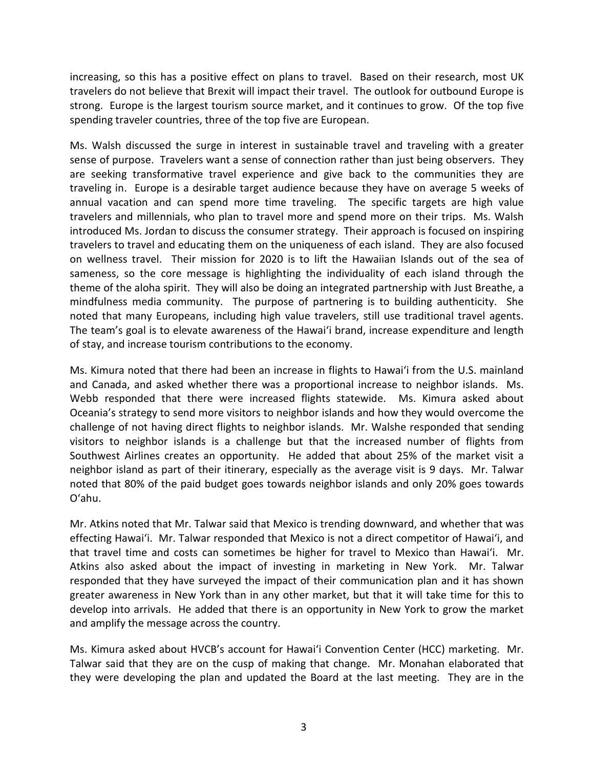increasing, so this has a positive effect on plans to travel. Based on their research, most UK travelers do not believe that Brexit will impact their travel. The outlook for outbound Europe is strong. Europe is the largest tourism source market, and it continues to grow. Of the top five spending traveler countries, three of the top five are European.

Ms. Walsh discussed the surge in interest in sustainable travel and traveling with a greater sense of purpose. Travelers want a sense of connection rather than just being observers. They are seeking transformative travel experience and give back to the communities they are traveling in. Europe is a desirable target audience because they have on average 5 weeks of annual vacation and can spend more time traveling. The specific targets are high value travelers and millennials, who plan to travel more and spend more on their trips. Ms. Walsh introduced Ms. Jordan to discuss the consumer strategy. Their approach is focused on inspiring travelers to travel and educating them on the uniqueness of each island. They are also focused on wellness travel. Their mission for 2020 is to lift the Hawaiian Islands out of the sea of sameness, so the core message is highlighting the individuality of each island through the theme of the aloha spirit. They will also be doing an integrated partnership with Just Breathe, a mindfulness media community. The purpose of partnering is to building authenticity. She noted that many Europeans, including high value travelers, still use traditional travel agents. The team's goal is to elevate awareness of the Hawaiʻi brand, increase expenditure and length of stay, and increase tourism contributions to the economy.

Ms. Kimura noted that there had been an increase in flights to Hawaiʻi from the U.S. mainland and Canada, and asked whether there was a proportional increase to neighbor islands. Ms. Webb responded that there were increased flights statewide. Ms. Kimura asked about Oceania's strategy to send more visitors to neighbor islands and how they would overcome the challenge of not having direct flights to neighbor islands. Mr. Walshe responded that sending visitors to neighbor islands is a challenge but that the increased number of flights from Southwest Airlines creates an opportunity. He added that about 25% of the market visit a neighbor island as part of their itinerary, especially as the average visit is 9 days. Mr. Talwar noted that 80% of the paid budget goes towards neighbor islands and only 20% goes towards Oʻahu.

Mr. Atkins noted that Mr. Talwar said that Mexico is trending downward, and whether that was effecting Hawaiʻi. Mr. Talwar responded that Mexico is not a direct competitor of Hawaiʻi, and that travel time and costs can sometimes be higher for travel to Mexico than Hawaiʻi. Mr. Atkins also asked about the impact of investing in marketing in New York. Mr. Talwar responded that they have surveyed the impact of their communication plan and it has shown greater awareness in New York than in any other market, but that it will take time for this to develop into arrivals. He added that there is an opportunity in New York to grow the market and amplify the message across the country.

Ms. Kimura asked about HVCB's account for Hawaiʻi Convention Center (HCC) marketing. Mr. Talwar said that they are on the cusp of making that change. Mr. Monahan elaborated that they were developing the plan and updated the Board at the last meeting. They are in the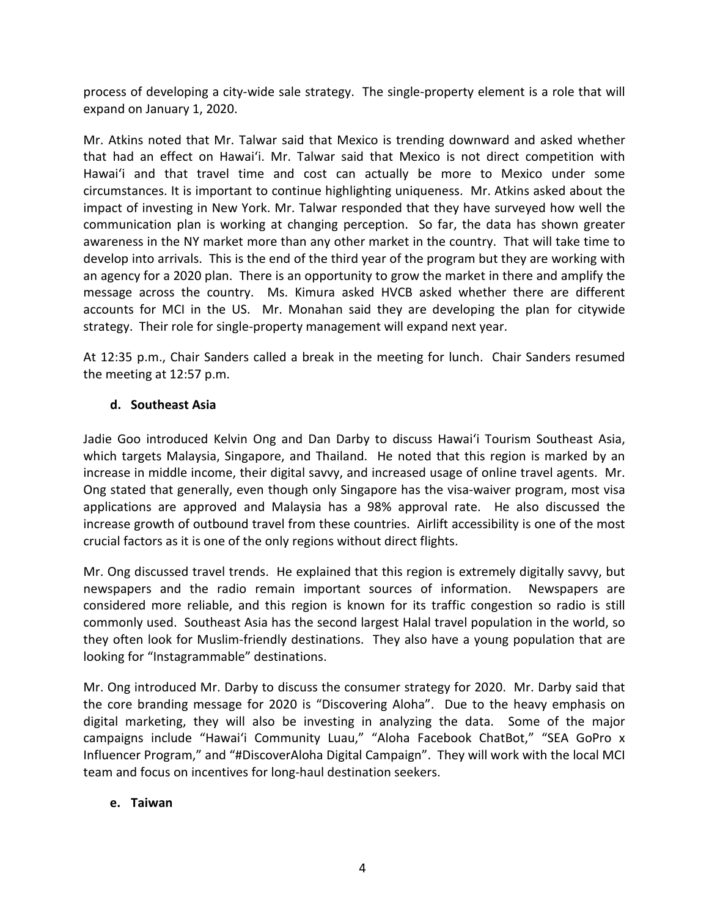process of developing a city-wide sale strategy. The single-property element is a role that will expand on January 1, 2020.

Mr. Atkins noted that Mr. Talwar said that Mexico is trending downward and asked whether that had an effect on Hawaiʻi. Mr. Talwar said that Mexico is not direct competition with Hawaiʻi and that travel time and cost can actually be more to Mexico under some circumstances. It is important to continue highlighting uniqueness. Mr. Atkins asked about the impact of investing in New York. Mr. Talwar responded that they have surveyed how well the communication plan is working at changing perception. So far, the data has shown greater awareness in the NY market more than any other market in the country. That will take time to develop into arrivals. This is the end of the third year of the program but they are working with an agency for a 2020 plan. There is an opportunity to grow the market in there and amplify the message across the country. Ms. Kimura asked HVCB asked whether there are different accounts for MCI in the US. Mr. Monahan said they are developing the plan for citywide strategy. Their role for single-property management will expand next year.

At 12:35 p.m., Chair Sanders called a break in the meeting for lunch. Chair Sanders resumed the meeting at 12:57 p.m.

**d. Southeast Asia**

Jadie Goo introduced Kelvin Ong and Dan Darby to discuss Hawaiʻi Tourism Southeast Asia, which targets Malaysia, Singapore, and Thailand. He noted that this region is marked by an increase in middle income, their digital savvy, and increased usage of online travel agents. Mr. Ong stated that generally, even though only Singapore has the visa-waiver program, most visa applications are approved and Malaysia has a 98% approval rate. He also discussed the increase growth of outbound travel from these countries. Airlift accessibility is one of the most crucial factors as it is one of the only regions without direct flights.

Mr. Ong discussed travel trends. He explained that this region is extremely digitally savvy, but newspapers and the radio remain important sources of information. Newspapers are considered more reliable, and this region is known for its traffic congestion so radio is still commonly used. Southeast Asia has the second largest Halal travel population in the world, so they often look for Muslim-friendly destinations. They also have a young population that are looking for "Instagrammable" destinations.

Mr. Ong introduced Mr. Darby to discuss the consumer strategy for 2020. Mr. Darby said that the core branding message for 2020 is "Discovering Aloha". Due to the heavy emphasis on digital marketing, they will also be investing in analyzing the data. Some of the major campaigns include "Hawaiʻi Community Luau," "Aloha Facebook ChatBot," "SEA GoPro x Influencer Program," and "#DiscoverAloha Digital Campaign". They will work with the local MCI team and focus on incentives for long-haul destination seekers.

**e. Taiwan**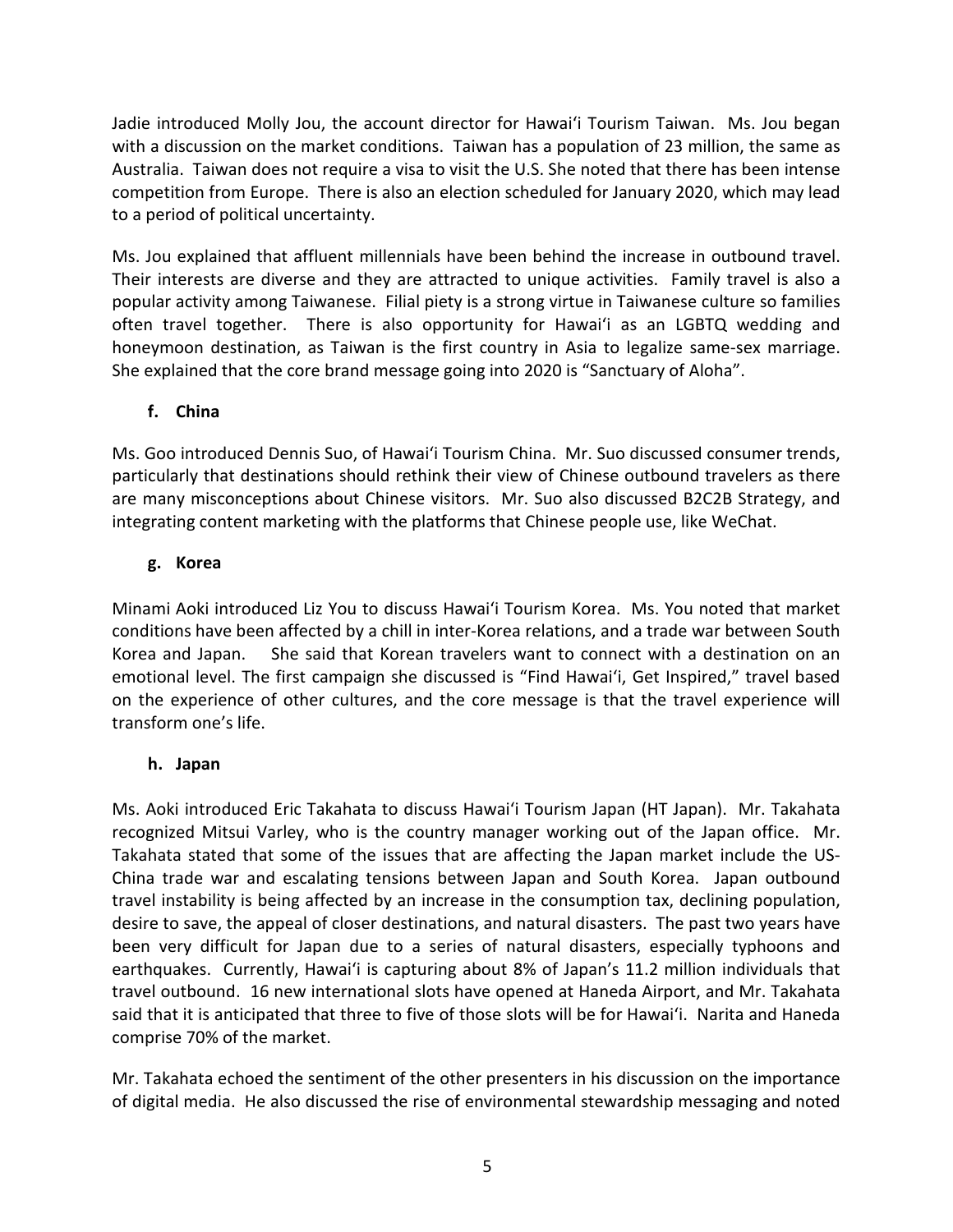Jadie introduced Molly Jou, the account director for Hawaiʻi Tourism Taiwan. Ms. Jou began with a discussion on the market conditions. Taiwan has a population of 23 million, the same as Australia. Taiwan does not require a visa to visit the U.S. She noted that there has been intense competition from Europe. There is also an election scheduled for January 2020, which may lead to a period of political uncertainty.

Ms. Jou explained that affluent millennials have been behind the increase in outbound travel. Their interests are diverse and they are attracted to unique activities. Family travel is also a popular activity among Taiwanese. Filial piety is a strong virtue in Taiwanese culture so families often travel together. There is also opportunity for Hawaiʻi as an LGBTQ wedding and honeymoon destination, as Taiwan is the first country in Asia to legalize same-sex marriage. She explained that the core brand message going into 2020 is "Sanctuary of Aloha".

### f. China

Ms. Goo introduced Dennis Suo, of Hawaiʻi Tourism China. Mr. Suo discussed consumer trends, particularly that destinations should rethink their view of Chinese outbound travelers as there are many misconceptions about Chinese visitors. Mr. Suo also discussed B2C2B Strategy, and integrating content marketing with the platforms that Chinese people use, like WeChat.

### g. Korea

Minami Aoki introduced Liz You to discuss Hawaiʻi Tourism Korea. Ms. You noted that market conditions have been affected by a chill in inter-Korea relations, and a trade war between South Korea and Japan. She said that Korean travelers want to connect with a destination on an emotional level. The first campaign she discussed is "Find Hawaiʻi, Get Inspired," travel based on the experience of other cultures, and the core message is that the travel experience will transform one's life.

### h. Japan

Ms. Aoki introduced Eric Takahata to discuss Hawaiʻi Tourism Japan (HT Japan). Mr. Takahata recognized Mitsui Varley, who is the country manager working out of the Japan office. Mr. Takahata stated that some of the issues that are affecting the Japan market include the US-China trade war and escalating tensions between Japan and South Korea. Japan outbound travel instability is being affected by an increase in the consumption tax, declining population, desire to save, the appeal of closer destinations, and natural disasters. The past two years have been very difficult for Japan due to a series of natural disasters, especially typhoons and earthquakes. Currently, Hawaiʻi is capturing about 8% of Japan's 11.2 million individuals that travel outbound. 16 new international slots have opened at Haneda Airport, and Mr. Takahata said that it is anticipated that three to five of those slots will be for Hawaiʻi. Narita and Haneda comprise 70% of the market.

Mr. Takahata echoed the sentiment of the other presenters in his discussion on the importance of digital media. He also discussed the rise of environmental stewardship messaging and noted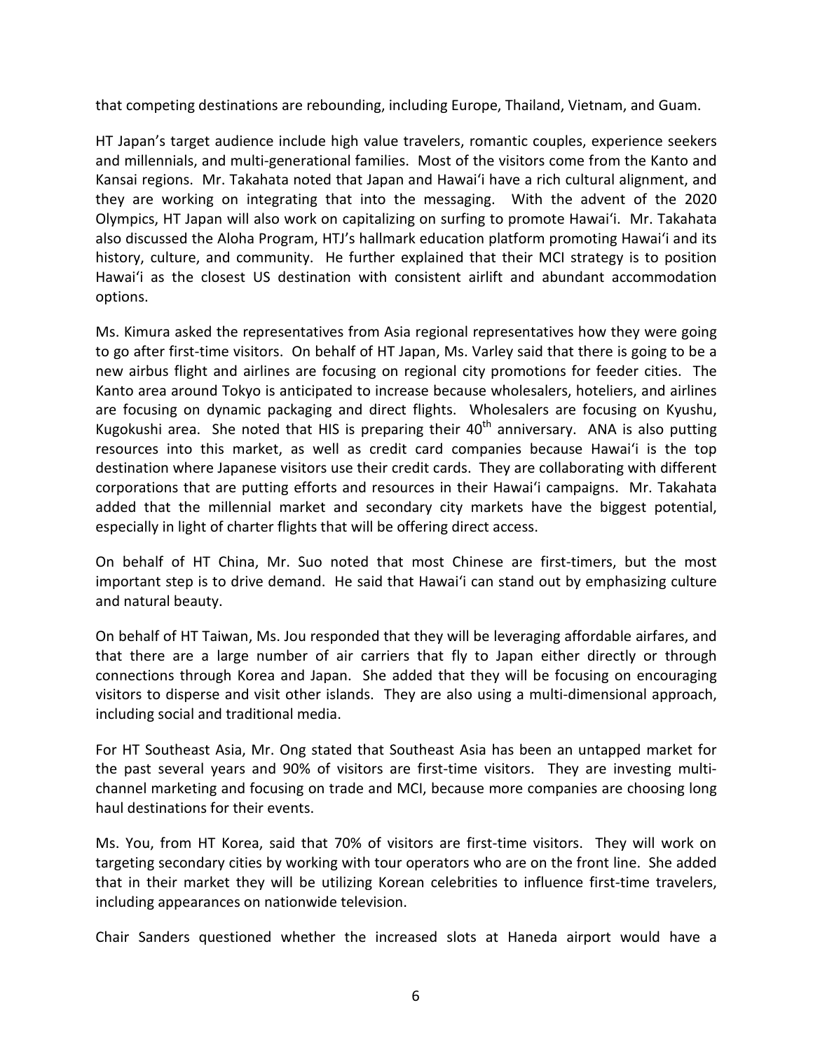that competing destinations are rebounding, including Europe, Thailand, Vietnam, and Guam.

HT Japan's target audience include high value travelers, romantic couples, experience seekers and millennials, and multi-generational families. Most of the visitors come from the Kanto and Kansai regions. Mr. Takahata noted that Japan and Hawai'i have a rich cultural alignment, and they are working on integrating that into the messaging. With the advent of the 2020 Olympics, HT Japan will also work on capitalizing on surfing to promote Hawai'i. Mr. Takahata also discussed the Aloha Program, HTJ's hallmark education platform promoting Hawai'i and its history, culture, and community. He further explained that their MCI strategy is to position Hawai'i as the closest US destination with consistent airlift and abundant accommodation options.

Ms. Kimura asked the representatives from Asia regional representatives how they were going to go after first-time visitors. On behalf of HT Japan, Ms. Varley said that there is going to be a new airbus flight and airlines are focusing on regional city promotions for feeder cities. The Kanto area around Tokyo is anticipated to increase because wholesalers, hoteliers, and airlines are focusing on dynamic packaging and direct flights. Wholesalers are focusing on Kyushu, Kugokushi area. She noted that HIS is preparing their 40th anniversary. ANA is also putting resources into this market, as well as credit card companies because Hawai'i is the top destination where Japanese visitors use their credit cards. They are collaborating with different corporations that are putting efforts and resources in their Hawai'i campaigns. Mr. Takahata added that the millennial market and secondary city markets have the biggest potential, especially in light of charter flights that will be offering direct access.

On behalf of HT China, Mr. Suo noted that most Chinese are first-timers, but the most important step is to drive demand. He said that Hawai'i can stand out by emphasizing culture and natural beauty.

On behalf of HT Taiwan, Ms. Jou responded that they will be leveraging affordable airfares, and that there are a large number of air carriers that fly to Japan either directly or through connections through Korea and Japan. She added that they will be focusing on encouraging visitors to disperse and visit other islands. They are also using a multi-dimensional approach, including social and traditional media.

For HT Southeast Asia, Mr. Ong stated that Southeast Asia has been an untapped market for the past several years and 90% of visitors are first-time visitors. They are investing multi-channel marketing and focusing on trade and MCI, because more companies are choosing long haul destinations for their events.

Ms. You, from HT Korea, said that 70% of visitors are first-time visitors. They will work on targeting secondary cities by working with tour operators who are on the front line. She added that in their market they will be utilizing Korean celebrities to influence first-time travelers, including appearances on nationwide television.

Chair Sanders questioned whether the increased slots at Haneda airport would have a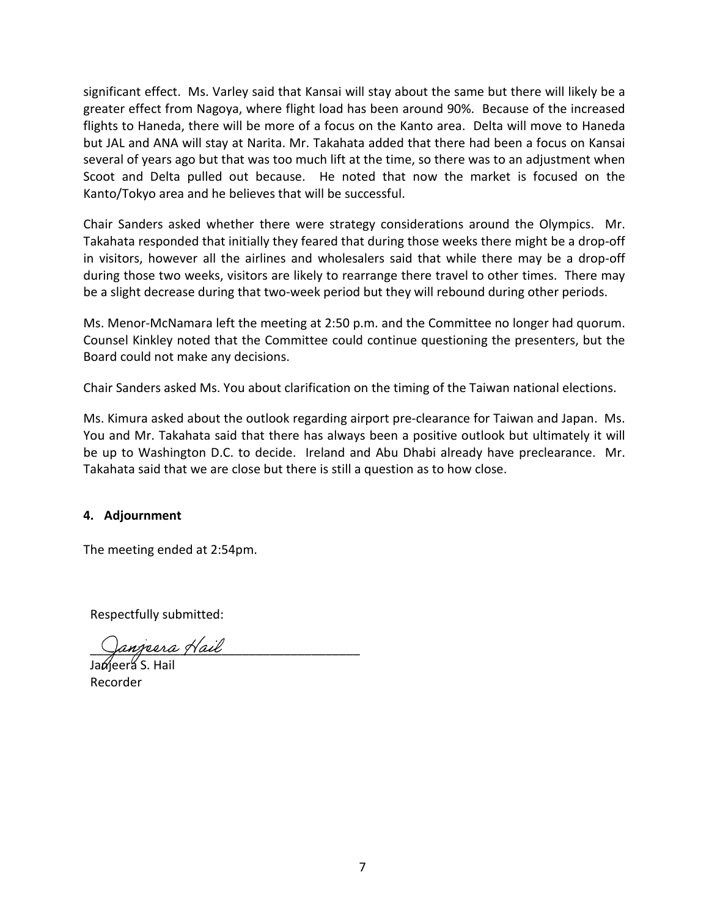significant effect. Ms. Varley said that Kansai will stay about the same but there will likely be a greater effect from Nagoya, where flight load has been around 90%. Because of the increased flights to Haneda, there will be more of a focus on the Kanto area. Delta will move to Haneda but JAL and ANA will stay at Narita. Mr. Takahata added that there had been a focus on Kansai several of years ago but that was too much lift at the time, so there was to an adjustment when Scoot and Delta pulled out because. He noted that now the market is focused on the Kanto/Tokyo area and he believes that will be successful.

Chair Sanders asked whether there were strategy considerations around the Olympics. Mr. Takahata responded that initially they feared that during those weeks there might be a drop-off in visitors, however all the airlines and wholesalers said that while there may be a drop-off during those two weeks, visitors are likely to rearrange there travel to other times. There may be a slight decrease during that two-week period but they will rebound during other periods.

Ms. Menor-McNamara left the meeting at 2:50 p.m. and the Committee no longer had quorum. Counsel Kinkley noted that the Committee could continue questioning the presenters, but the Board could not make any decisions.

Chair Sanders asked Ms. You about clarification on the timing of the Taiwan national elections.

Ms. Kimura asked about the outlook regarding airport pre-clearance for Taiwan and Japan. Ms. You and Mr. Takahata said that there has always been a positive outlook but ultimately it will be up to Washington D.C. to decide. Ireland and Abu Dhabi already have preclearance. Mr. Takahata said that we are close but there is still a question as to how close.

**4. Adjournment**

The meeting ended at 2:54pm.

Respectfully submitted:

Janjeera Hail

Janjeera S. Hail
Recorder